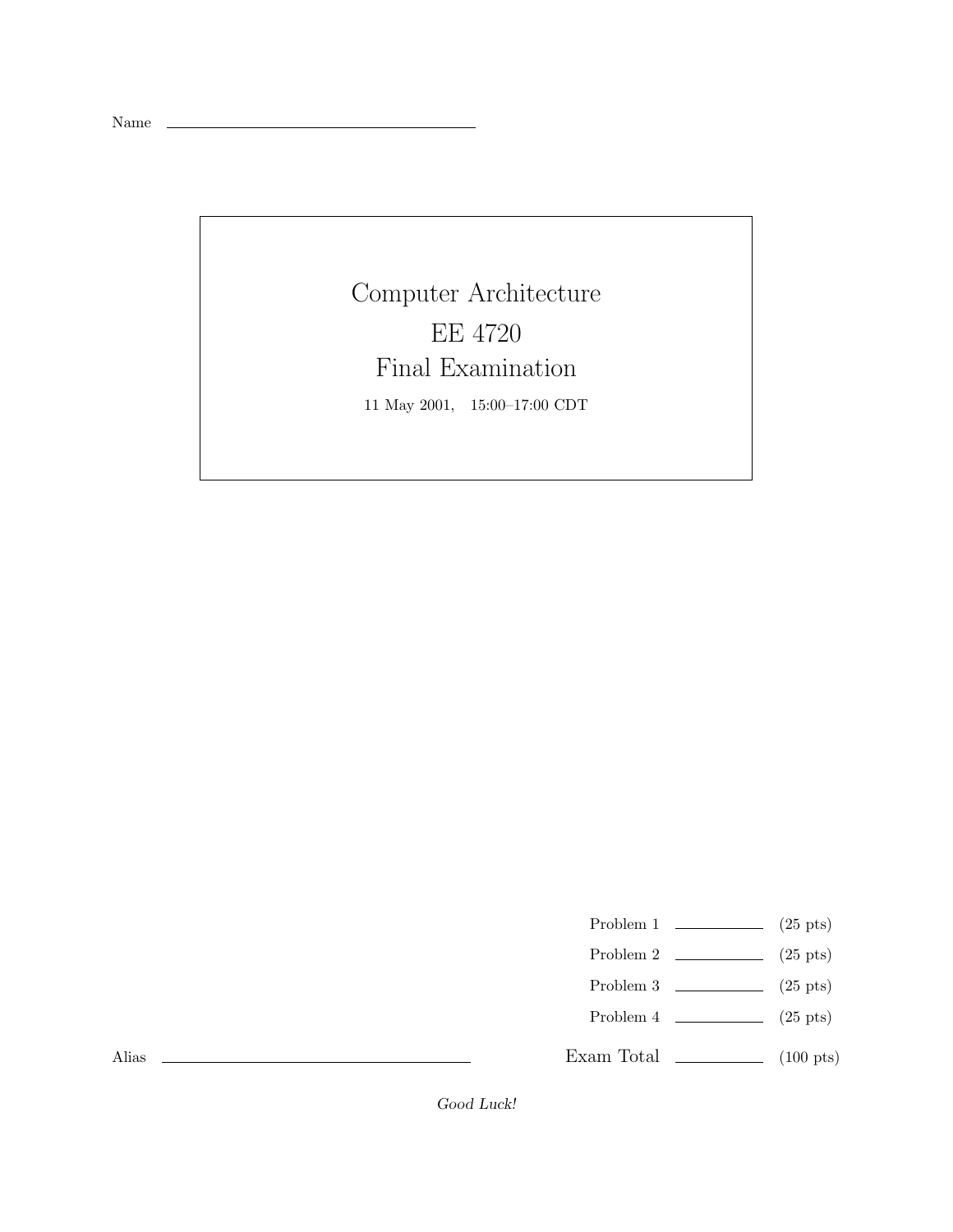Name \_\_\_\_\_\_\_\_\_\_\_\_\_\_\_\_\_\_\_\_\_\_\_\_\_\_\_\_\_\_

# Computer Architecture
# EE 4720
# Final Examination

11 May 2001, 15:00–17:00 CDT

| | | |
|---|---|---|
| Problem 1 | \_\_\_\_\_\_\_\_ | (25 pts) |
| Problem 2 | \_\_\_\_\_\_\_\_ | (25 pts) |
| Problem 3 | \_\_\_\_\_\_\_\_ | (25 pts) |
| Problem 4 | \_\_\_\_\_\_\_\_ | (25 pts) |
| Exam Total | \_\_\_\_\_\_\_\_ | (100 pts) |

Alias \_\_\_\_\_\_\_\_\_\_\_\_\_\_\_\_\_\_\_\_\_\_\_\_\_\_\_\_\_\_

*Good Luck!*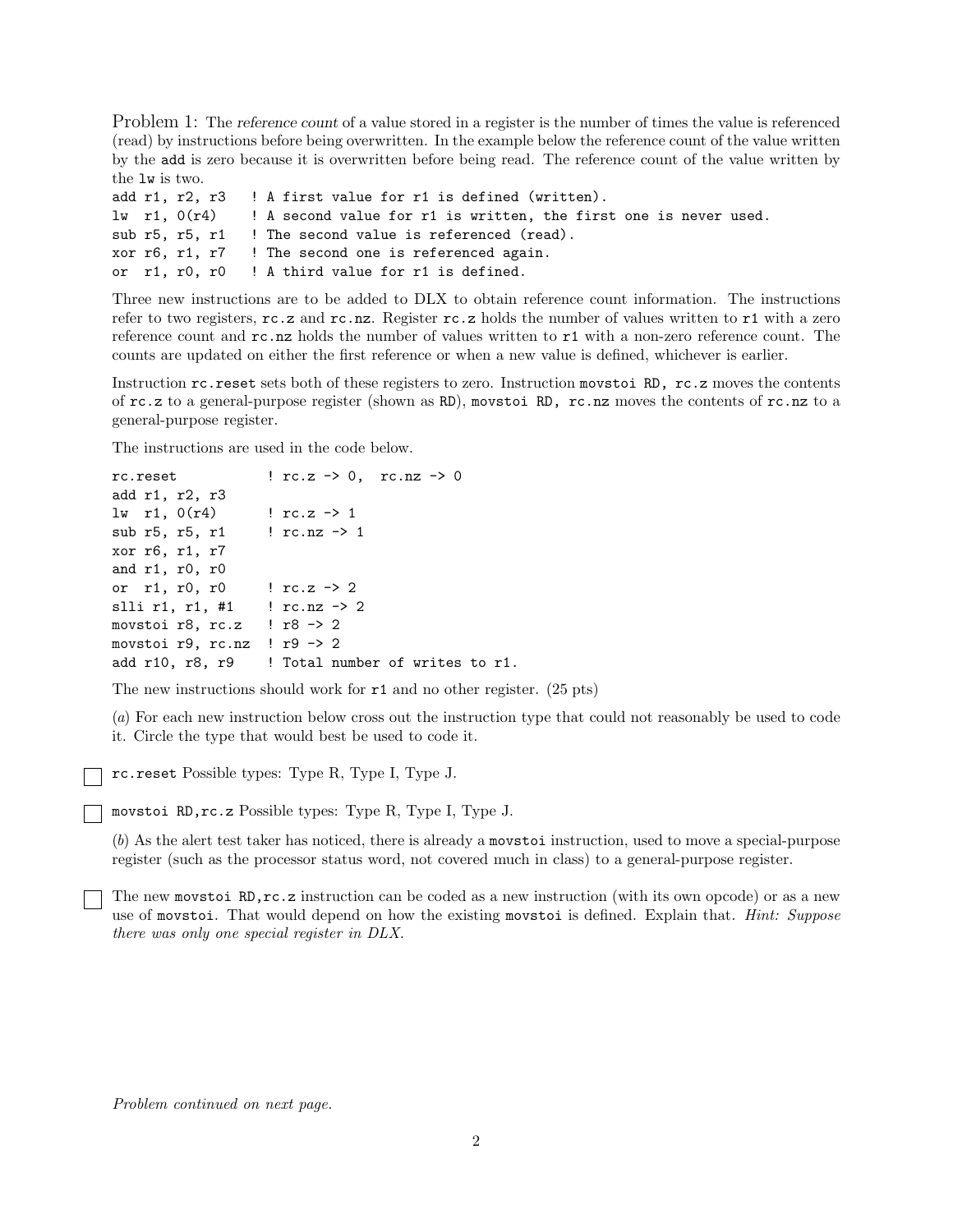Problem 1: The *reference count* of a value stored in a register is the number of times the value is referenced (read) by instructions before being overwritten. In the example below the reference count of the value written by the add is zero because it is overwritten before being read. The reference count of the value written by the lw is two.

```
add r1, r2, r3   ! A first value for r1 is defined (written).
lw  r1, 0(r4)    ! A second value for r1 is written, the first one is never used.
sub r5, r5, r1   ! The second value is referenced (read).
xor r6, r1, r7   ! The second one is referenced again.
or  r1, r0, r0   ! A third value for r1 is defined.
```

Three new instructions are to be added to DLX to obtain reference count information. The instructions refer to two registers, `rc.z` and `rc.nz`. Register `rc.z` holds the number of values written to `r1` with a zero reference count and `rc.nz` holds the number of values written to `r1` with a non-zero reference count. The counts are updated on either the first reference or when a new value is defined, whichever is earlier.

Instruction `rc.reset` sets both of these registers to zero. Instruction `movstoi RD, rc.z` moves the contents of `rc.z` to a general-purpose register (shown as RD), `movstoi RD, rc.nz` moves the contents of `rc.nz` to a general-purpose register.

The instructions are used in the code below.

```
rc.reset           ! rc.z -> 0,  rc.nz -> 0
add r1, r2, r3
lw  r1, 0(r4)      ! rc.z -> 1
sub r5, r5, r1     ! rc.nz -> 1
xor r6, r1, r7
and r1, r0, r0
or  r1, r0, r0     ! rc.z -> 2
slli r1, r1, #1    ! rc.nz -> 2
movstoi r8, rc.z   ! r8 -> 2
movstoi r9, rc.nz  ! r9 -> 2
add r10, r8, r9    ! Total number of writes to r1.
```

The new instructions should work for `r1` and no other register. (25 pts)

(*a*) For each new instruction below cross out the instruction type that could not reasonably be used to code it. Circle the type that would best be used to code it.

☐ `rc.reset` Possible types: Type R, Type I, Type J.

☐ `movstoi RD,rc.z` Possible types: Type R, Type I, Type J.

(*b*) As the alert test taker has noticed, there is already a `movstoi` instruction, used to move a special-purpose register (such as the processor status word, not covered much in class) to a general-purpose register.

☐ The new `movstoi RD,rc.z` instruction can be coded as a new instruction (with its own opcode) or as a new use of `movstoi`. That would depend on how the existing `movstoi` is defined. Explain that. *Hint: Suppose there was only one special register in DLX.*

*Problem continued on next page.*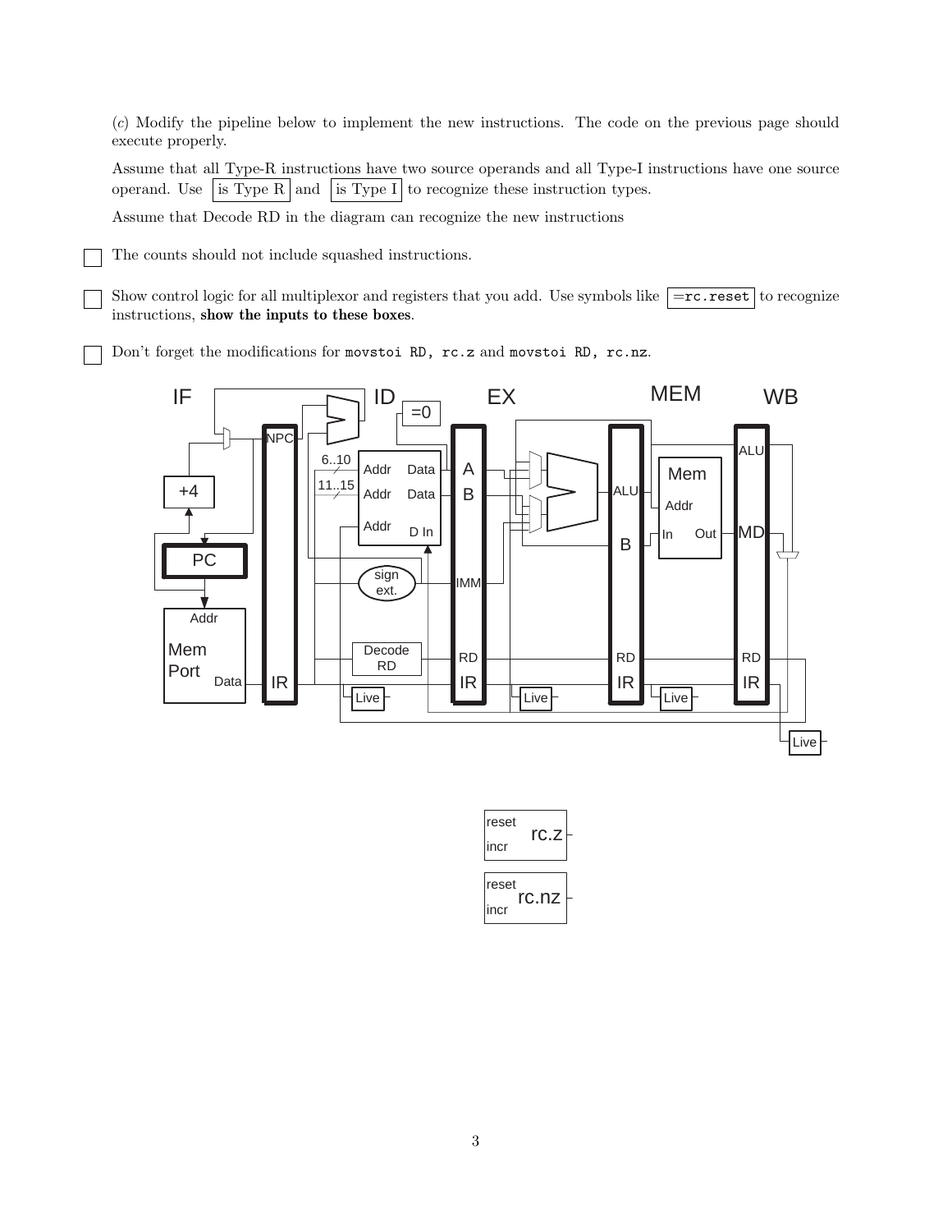(*c*) Modify the pipeline below to implement the new instructions. The code on the previous page should execute properly.

Assume that all Type-R instructions have two source operands and all Type-I instructions have one source operand. Use `is Type R` and `is Type I` to recognize these instruction types.

Assume that Decode RD in the diagram can recognize the new instructions

- [ ] The counts should not include squashed instructions.

- [ ] Show control logic for all multiplexor and registers that you add. Use symbols like `=rc.reset` to recognize instructions, **show the inputs to these boxes**.

- [ ] Don't forget the modifications for `movstoi RD, rc.z` and `movstoi RD, rc.nz`.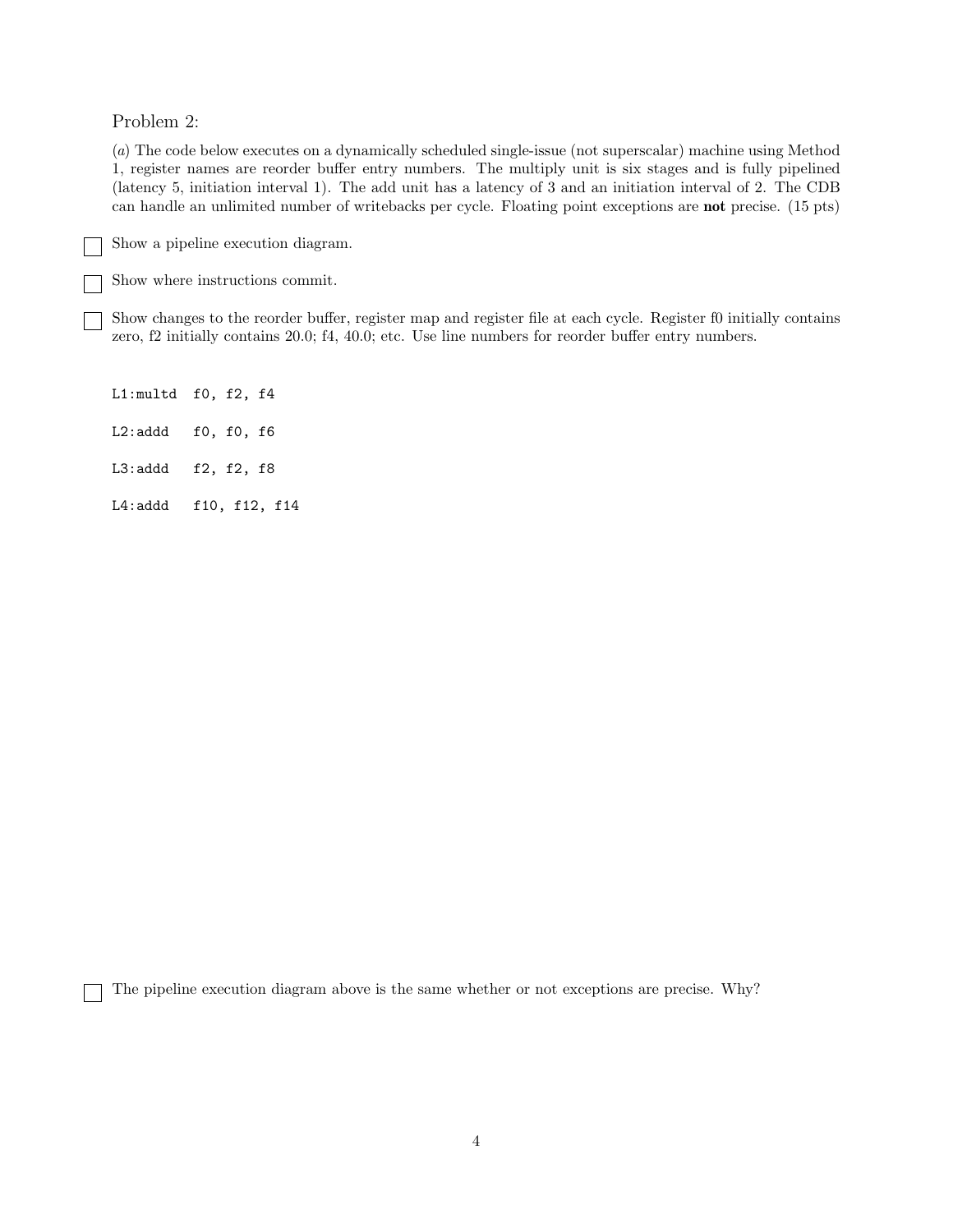Problem 2:

(*a*) The code below executes on a dynamically scheduled single-issue (not superscalar) machine using Method 1, register names are reorder buffer entry numbers. The multiply unit is six stages and is fully pipelined (latency 5, initiation interval 1). The add unit has a latency of 3 and an initiation interval of 2. The CDB can handle an unlimited number of writebacks per cycle. Floating point exceptions are **not** precise. (15 pts)

☐ Show a pipeline execution diagram.

☐ Show where instructions commit.

☐ Show changes to the reorder buffer, register map and register file at each cycle. Register f0 initially contains zero, f2 initially contains 20.0; f4, 40.0; etc. Use line numbers for reorder buffer entry numbers.

```
L1:multd  f0, f2, f4

L2:addd   f0, f0, f6

L3:addd   f2, f2, f8

L4:addd   f10, f12, f14
```

☐ The pipeline execution diagram above is the same whether or not exceptions are precise. Why?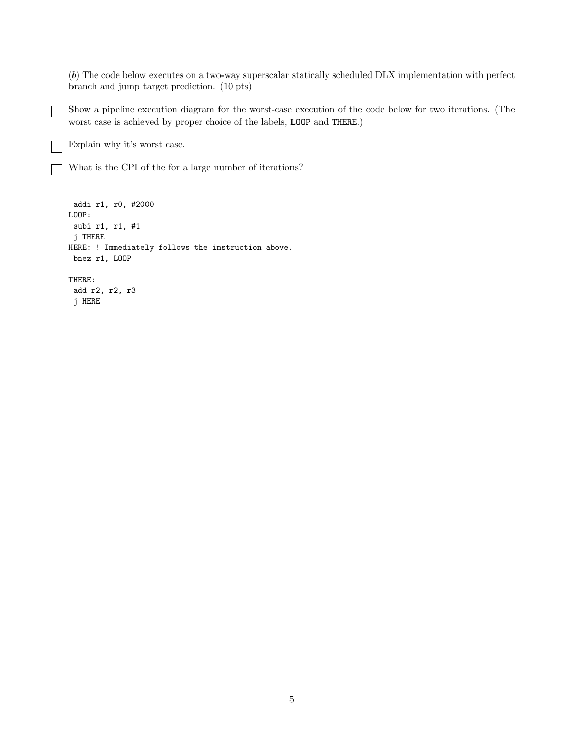(*b*) The code below executes on a two-way superscalar statically scheduled DLX implementation with perfect branch and jump target prediction. (10 pts)

☐ Show a pipeline execution diagram for the worst-case execution of the code below for two iterations. (The worst case is achieved by proper choice of the labels, `LOOP` and `THERE`.)

☐ Explain why it's worst case.

☐ What is the CPI of the for a large number of iterations?

```
 addi r1, r0, #2000
LOOP:
 subi r1, r1, #1
 j THERE
HERE: ! Immediately follows the instruction above.
 bnez r1, LOOP

THERE:
 add r2, r2, r3
 j HERE
```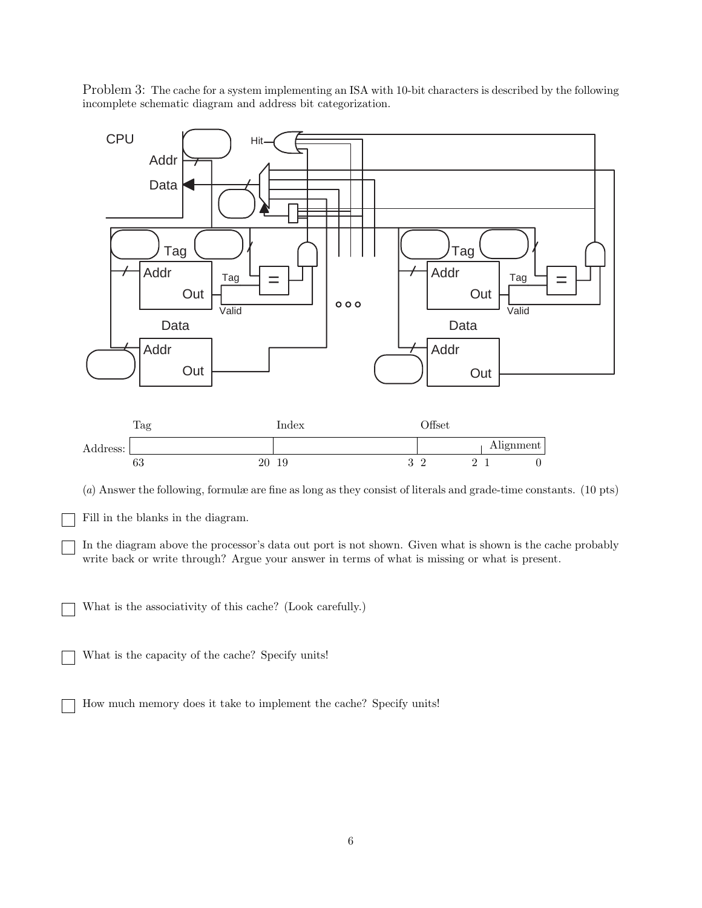Problem 3: The cache for a system implementing an ISA with 10-bit characters is described by the following incomplete schematic diagram and address bit categorization.

| | Tag | | Index | | Offset | | |
|---|---|---|---|---|---|---|---|
| Address: | | | | | | | Alignment |
| | 63 | 20 | 19 | 3 | 2 | 2 | 1 0 |

(*a*) Answer the following, formulæ are fine as long as they consist of literals and grade-time constants. (10 pts)

☐ Fill in the blanks in the diagram.

☐ In the diagram above the processor's data out port is not shown. Given what is shown is the cache probably write back or write through? Argue your answer in terms of what is missing or what is present.

☐ What is the associativity of this cache? (Look carefully.)

☐ What is the capacity of the cache? Specify units!

☐ How much memory does it take to implement the cache? Specify units!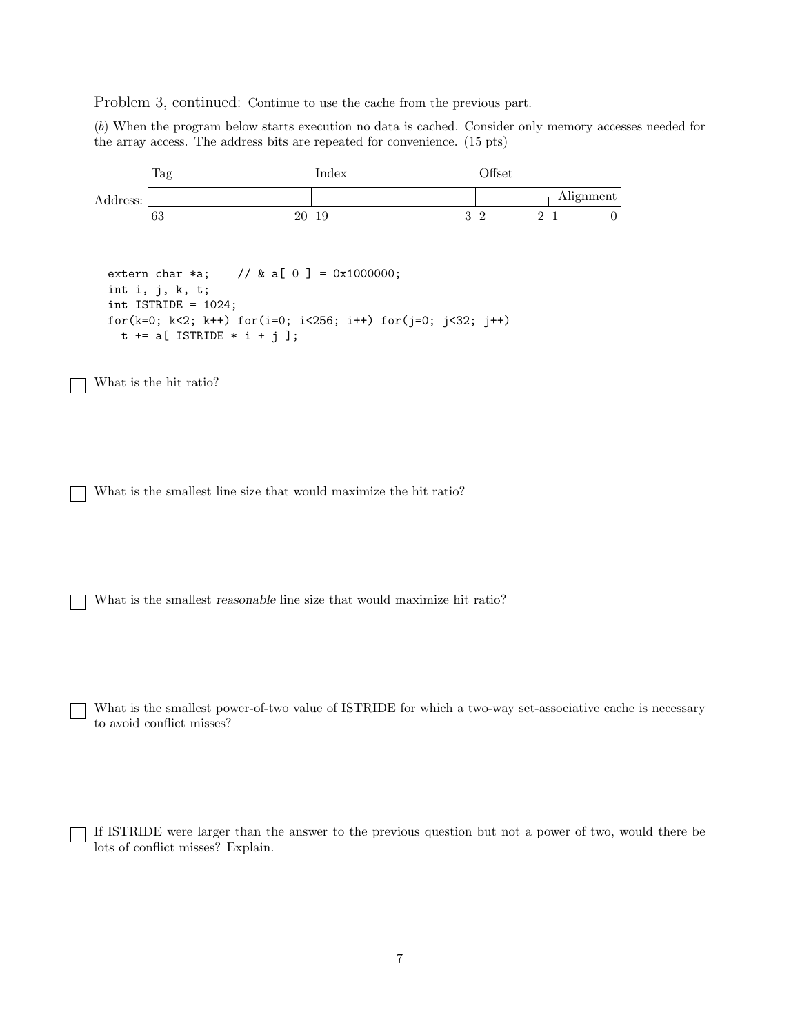Problem 3, continued: Continue to use the cache from the previous part.

(*b*) When the program below starts execution no data is cached. Consider only memory accesses needed for the array access. The address bits are repeated for convenience. (15 pts)

| | Tag | | Index | | Offset | | Alignment | |
|---|---|---|---|---|---|---|---|---|
| Address: | 63 | 20 | 19 | 3 | 2 | 2 | 1 | 0 |

```
extern char *a;    // & a[ 0 ] = 0x1000000;
int i, j, k, t;
int ISTRIDE = 1024;
for(k=0; k<2; k++) for(i=0; i<256; i++) for(j=0; j<32; j++)
  t += a[ ISTRIDE * i + j ];
```

☐ What is the hit ratio?

☐ What is the smallest line size that would maximize the hit ratio?

☐ What is the smallest *reasonable* line size that would maximize hit ratio?

☐ What is the smallest power-of-two value of ISTRIDE for which a two-way set-associative cache is necessary to avoid conflict misses?

☐ If ISTRIDE were larger than the answer to the previous question but not a power of two, would there be lots of conflict misses? Explain.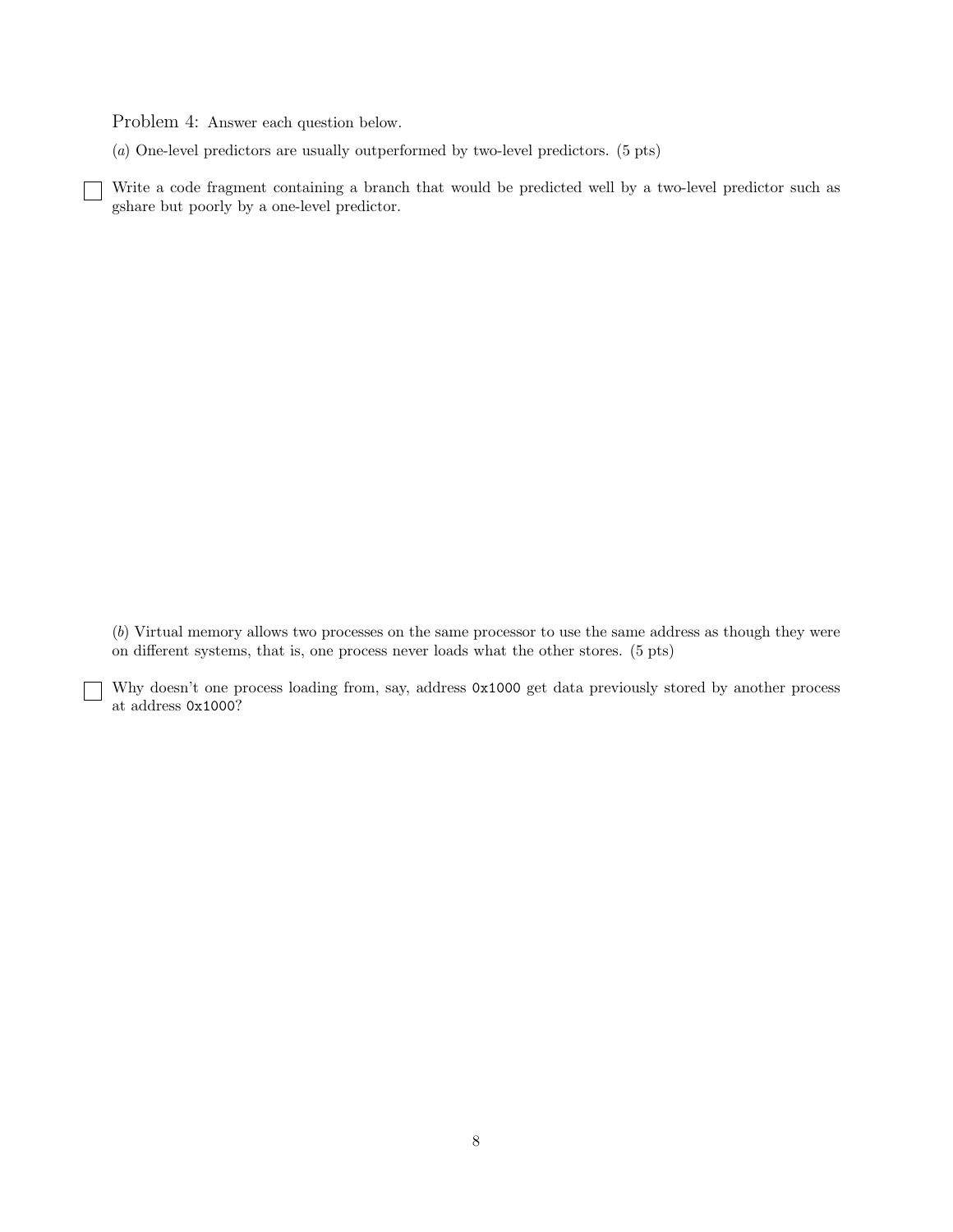Problem 4: Answer each question below.

(*a*) One-level predictors are usually outperformed by two-level predictors. (5 pts)

☐ Write a code fragment containing a branch that would be predicted well by a two-level predictor such as gshare but poorly by a one-level predictor.

(*b*) Virtual memory allows two processes on the same processor to use the same address as though they were on different systems, that is, one process never loads what the other stores. (5 pts)

☐ Why doesn't one process loading from, say, address `0x1000` get data previously stored by another process at address `0x1000`?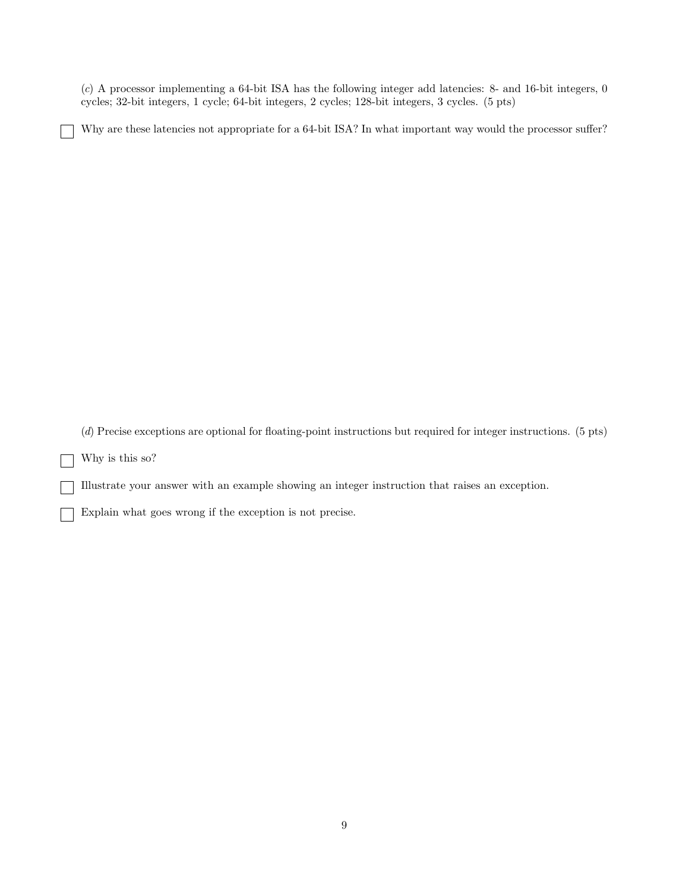(*c*) A processor implementing a 64-bit ISA has the following integer add latencies: 8- and 16-bit integers, 0 cycles; 32-bit integers, 1 cycle; 64-bit integers, 2 cycles; 128-bit integers, 3 cycles. (5 pts)

☐ Why are these latencies not appropriate for a 64-bit ISA? In what important way would the processor suffer?

(*d*) Precise exceptions are optional for floating-point instructions but required for integer instructions. (5 pts)

☐ Why is this so?

☐ Illustrate your answer with an example showing an integer instruction that raises an exception.

☐ Explain what goes wrong if the exception is not precise.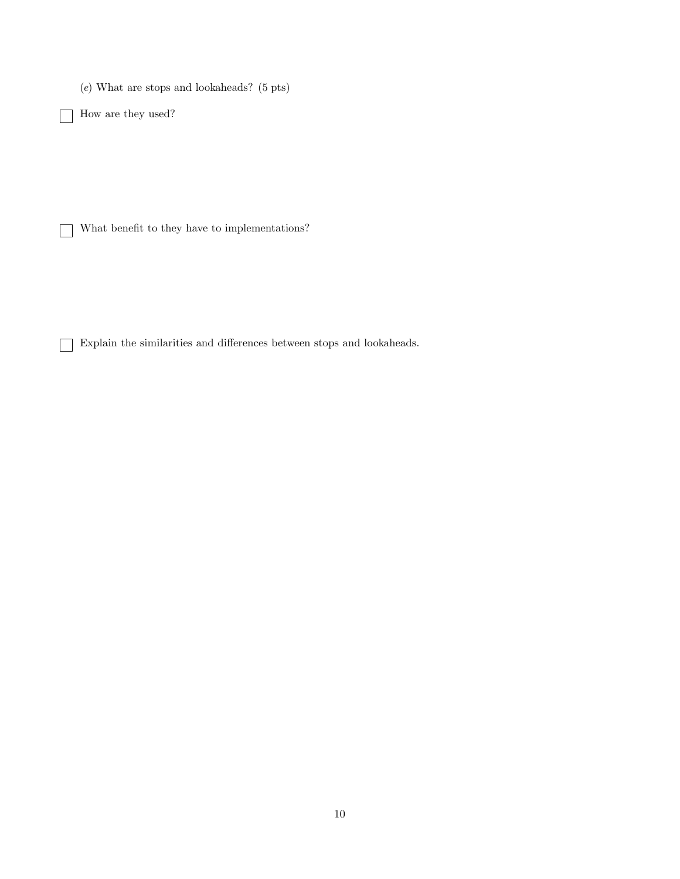(*e*) What are stops and lookaheads? (5 pts)

☐ How are they used?

☐ What benefit to they have to implementations?

☐ Explain the similarities and differences between stops and lookaheads.